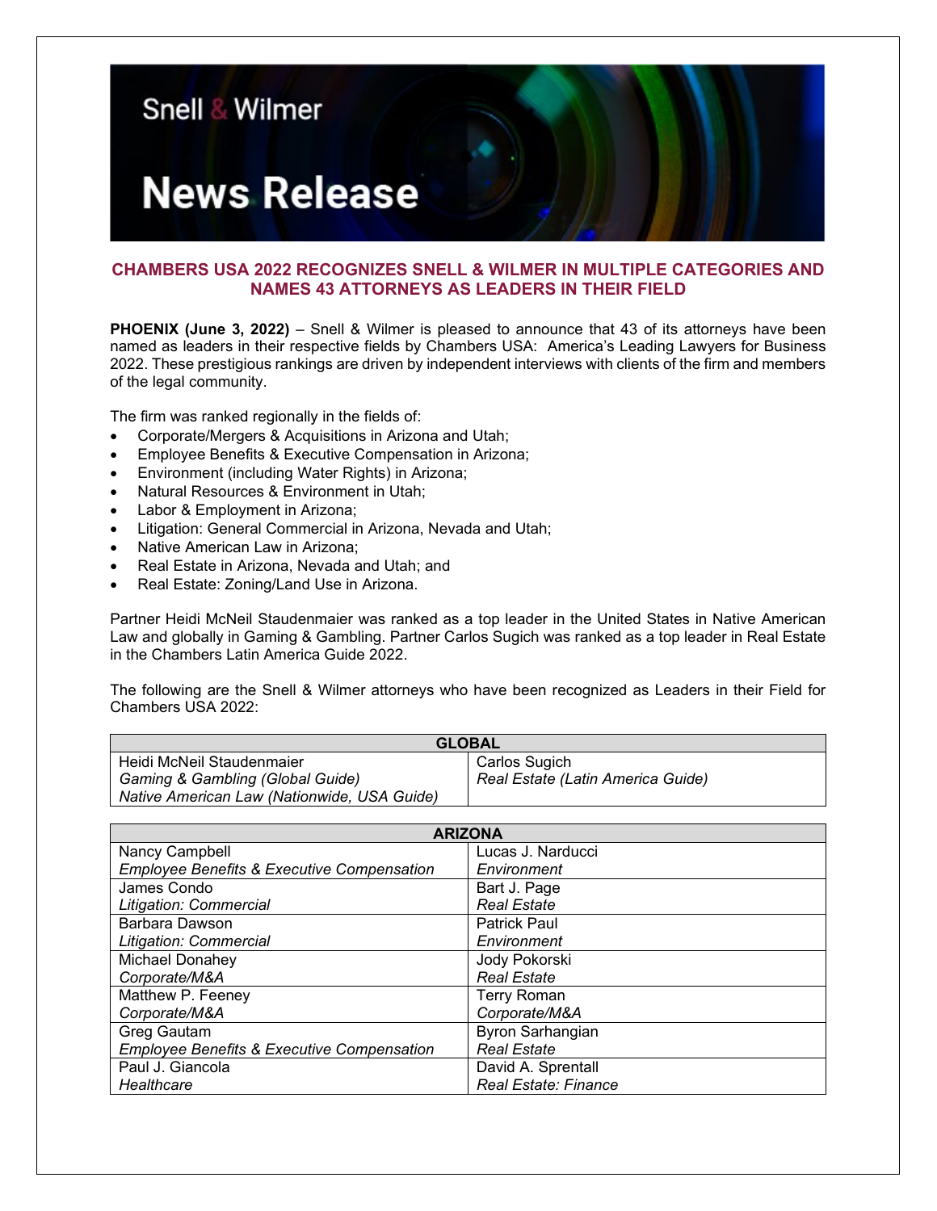Snell & Wilmer

# News Release

## CHAMBERS USA 2022 RECOGNIZES SNELL & WILMER IN MULTIPLE CATEGORIES AND NAMES 43 ATTORNEYS AS LEADERS IN THEIR FIELD

**PHOENIX (June 3, 2022)** – Snell & Wilmer is pleased to announce that 43 of its attorneys have been named as leaders in their respective fields by Chambers USA: America's Leading Lawyers for Business 2022. These prestigious rankings are driven by independent interviews with clients of the firm and members of the legal community.

The firm was ranked regionally in the fields of:

- Corporate/Mergers & Acquisitions in Arizona and Utah;
- Employee Benefits & Executive Compensation in Arizona;
- Environment (including Water Rights) in Arizona;
- Natural Resources & Environment in Utah;
- Labor & Employment in Arizona;
- Litigation: General Commercial in Arizona, Nevada and Utah;
- Native American Law in Arizona;
- Real Estate in Arizona, Nevada and Utah; and
- Real Estate: Zoning/Land Use in Arizona.

Partner Heidi McNeil Staudenmaier was ranked as a top leader in the United States in Native American Law and globally in Gaming & Gambling. Partner Carlos Sugich was ranked as a top leader in Real Estate in the Chambers Latin America Guide 2022.

The following are the Snell & Wilmer attorneys who have been recognized as Leaders in their Field for Chambers USA 2022:

| GLOBAL | |
|---|---|
| Heidi McNeil Staudenmaier<br>*Gaming & Gambling (Global Guide)*<br>*Native American Law (Nationwide, USA Guide)* | Carlos Sugich<br>*Real Estate (Latin America Guide)* |

| ARIZONA | |
|---|---|
| Nancy Campbell<br>*Employee Benefits & Executive Compensation* | Lucas J. Narducci<br>*Environment* |
| James Condo<br>*Litigation: Commercial* | Bart J. Page<br>*Real Estate* |
| Barbara Dawson<br>*Litigation: Commercial* | Patrick Paul<br>*Environment* |
| Michael Donahey<br>*Corporate/M&A* | Jody Pokorski<br>*Real Estate* |
| Matthew P. Feeney<br>*Corporate/M&A* | Terry Roman<br>*Corporate/M&A* |
| Greg Gautam<br>*Employee Benefits & Executive Compensation* | Byron Sarhangian<br>*Real Estate* |
| Paul J. Giancola<br>*Healthcare* | David A. Sprentall<br>*Real Estate: Finance* |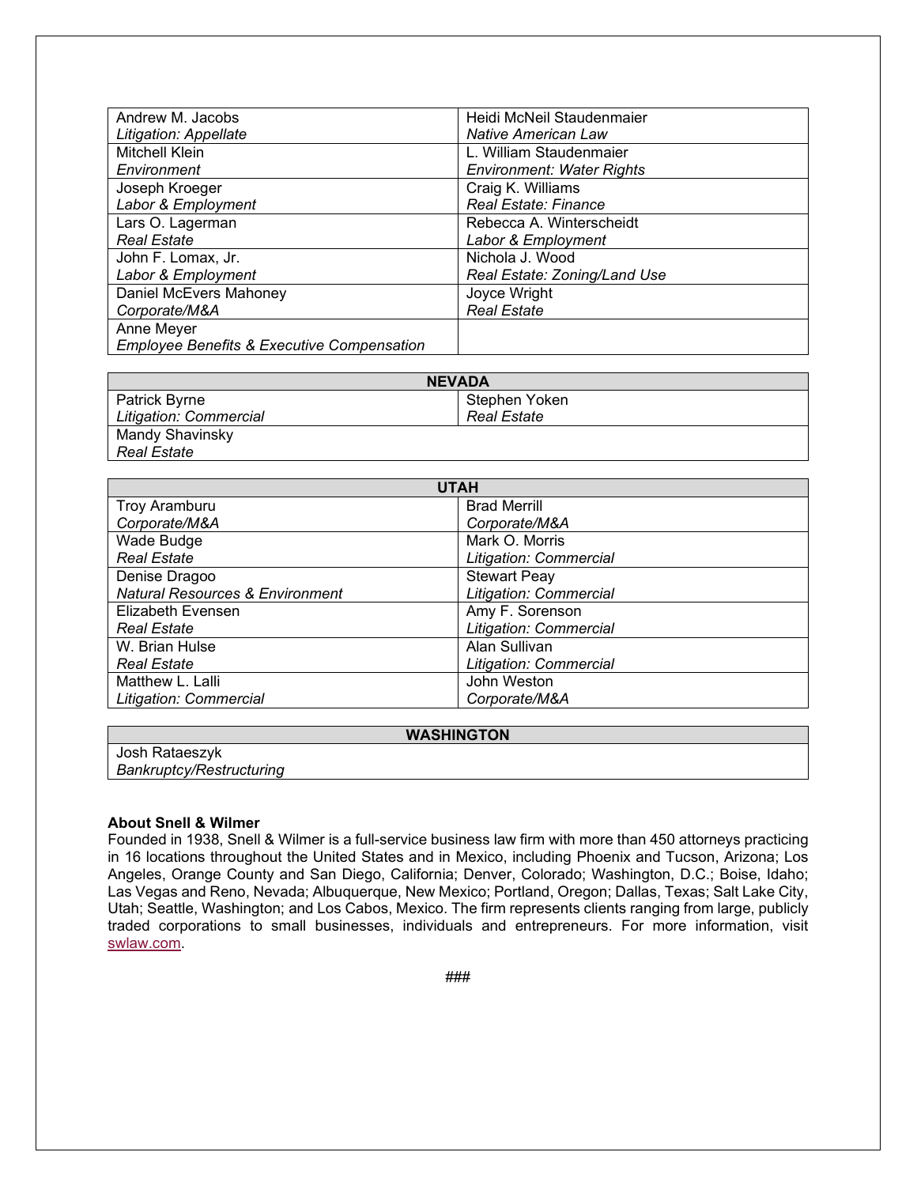| | |
|---|---|
| Andrew M. Jacobs<br>*Litigation: Appellate* | Heidi McNeil Staudenmaier<br>*Native American Law* |
| Mitchell Klein<br>*Environment* | L. William Staudenmaier<br>*Environment: Water Rights* |
| Joseph Kroeger<br>*Labor & Employment* | Craig K. Williams<br>*Real Estate: Finance* |
| Lars O. Lagerman<br>*Real Estate* | Rebecca A. Winterscheidt<br>*Labor & Employment* |
| John F. Lomax, Jr.<br>*Labor & Employment* | Nichola J. Wood<br>*Real Estate: Zoning/Land Use* |
| Daniel McEvers Mahoney<br>*Corporate/M&A* | Joyce Wright<br>*Real Estate* |
| Anne Meyer<br>*Employee Benefits & Executive Compensation* | |

| **NEVADA** | |
|---|---|
| Patrick Byrne<br>*Litigation: Commercial* | Stephen Yoken<br>*Real Estate* |
| Mandy Shavinsky<br>*Real Estate* | |

| **UTAH** | |
|---|---|
| Troy Aramburu<br>*Corporate/M&A* | Brad Merrill<br>*Corporate/M&A* |
| Wade Budge<br>*Real Estate* | Mark O. Morris<br>*Litigation: Commercial* |
| Denise Dragoo<br>*Natural Resources & Environment* | Stewart Peay<br>*Litigation: Commercial* |
| Elizabeth Evensen<br>*Real Estate* | Amy F. Sorenson<br>*Litigation: Commercial* |
| W. Brian Hulse<br>*Real Estate* | Alan Sullivan<br>*Litigation: Commercial* |
| Matthew L. Lalli<br>*Litigation: Commercial* | John Weston<br>*Corporate/M&A* |

| **WASHINGTON** |
|---|
| Josh Rataeszyk<br>*Bankruptcy/Restructuring* |

**About Snell & Wilmer**
Founded in 1938, Snell & Wilmer is a full-service business law firm with more than 450 attorneys practicing in 16 locations throughout the United States and in Mexico, including Phoenix and Tucson, Arizona; Los Angeles, Orange County and San Diego, California; Denver, Colorado; Washington, D.C.; Boise, Idaho; Las Vegas and Reno, Nevada; Albuquerque, New Mexico; Portland, Oregon; Dallas, Texas; Salt Lake City, Utah; Seattle, Washington; and Los Cabos, Mexico. The firm represents clients ranging from large, publicly traded corporations to small businesses, individuals and entrepreneurs. For more information, visit swlaw.com.

###